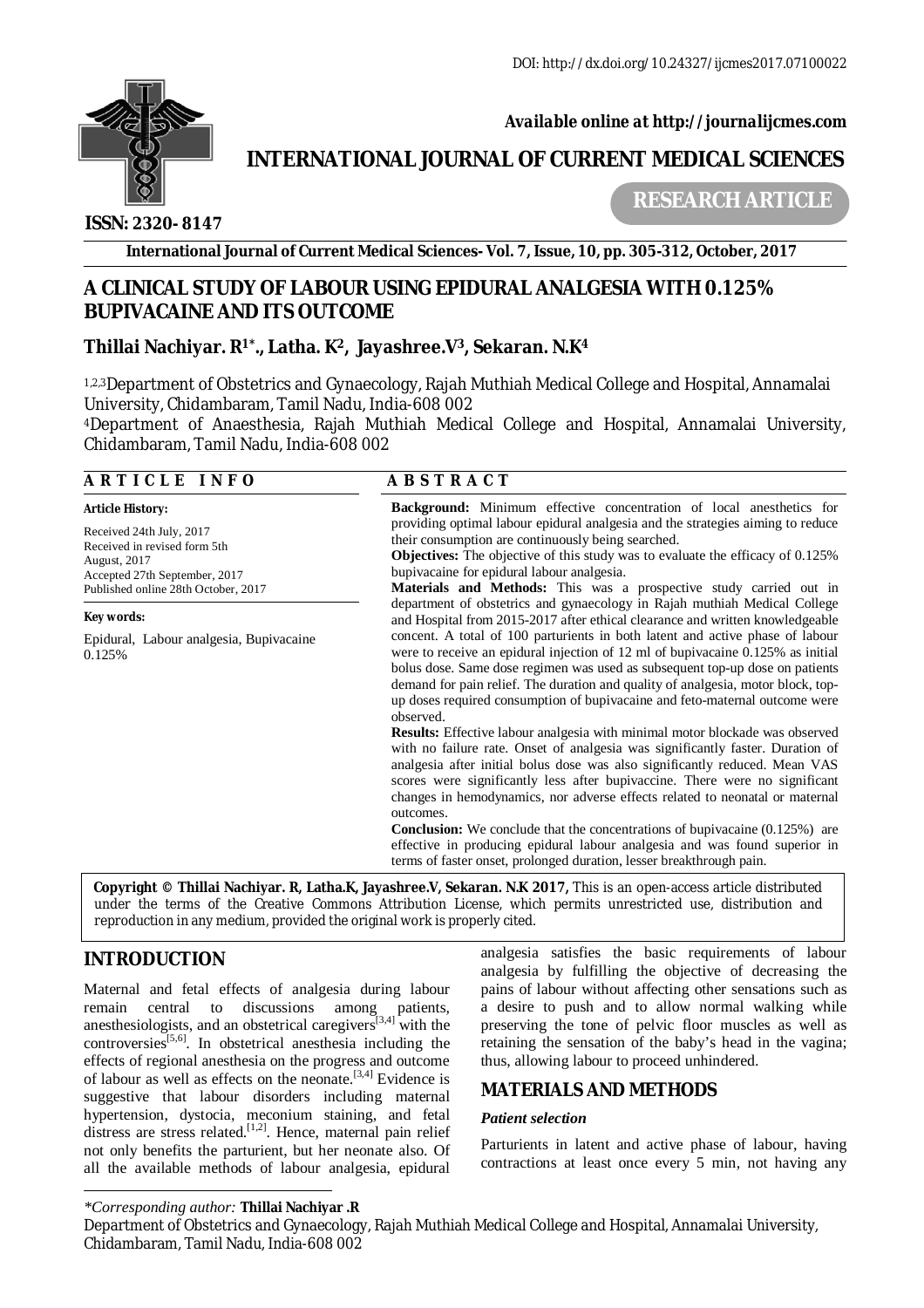DOI: http://dx.doi.org/10.24327/ijcmes2017.07100022

*Available online at http://journalijcmes.com*

**INTERNATIONAL JOURNAL OF CURRENT MEDICAL SCIENCES**

**ISSN: 2320- 8147**

**RESEARCH ARTICLE**

**International Journal of Current Medical Sciences- Vol. 7, Issue, 10, pp. 305-312, October, 2017**

# A CLINICAL STUDY OF LABOUR USING EPIDURAL ANALGESIA WITH 0.125% BUPIVACAINE AND ITS OUTCOME

**Thillai Nachiyar. R[1*]., Latha. K[2], Jayashree.V[3], Sekaran. N.K[4]**

[1,2,3]Department of Obstetrics and Gynaecology, Rajah Muthiah Medical College and Hospital, Annamalai University, Chidambaram, Tamil Nadu, India-608 002

[4]Department of Anaesthesia, Rajah Muthiah Medical College and Hospital, Annamalai University, Chidambaram, Tamil Nadu, India-608 002

## ARTICLE INFO

**Article History:**

Received 24th July, 2017
Received in revised form 5th August, 2017
Accepted 27th September, 2017
Published online 28th October, 2017

**Key words:**

Epidural, Labour analgesia, Bupivacaine 0.125%

## ABSTRACT

**Background:** Minimum effective concentration of local anesthetics for providing optimal labour epidural analgesia and the strategies aiming to reduce their consumption are continuously being searched.

**Objectives:** The objective of this study was to evaluate the efficacy of 0.125% bupivacaine for epidural labour analgesia.

**Materials and Methods:** This was a prospective study carried out in department of obstetrics and gynaecology in Rajah muthiah Medical College and Hospital from 2015-2017 after ethical clearance and written knowledgeable concent. A total of 100 parturients in both latent and active phase of labour were to receive an epidural injection of 12 ml of bupivacaine 0.125% as initial bolus dose. Same dose regimen was used as subsequent top-up dose on patients demand for pain relief. The duration and quality of analgesia, motor block, top-up doses required consumption of bupivacaine and feto-maternal outcome were observed.

**Results:** Effective labour analgesia with minimal motor blockade was observed with no failure rate. Onset of analgesia was significantly faster. Duration of analgesia after initial bolus dose was also significantly reduced. Mean VAS scores were significantly less after bupivaccine. There were no significant changes in hemodynamics, nor adverse effects related to neonatal or maternal outcomes.

**Conclusion:** We conclude that the concentrations of bupivacaine (0.125%) are effective in producing epidural labour analgesia and was found superior in terms of faster onset, prolonged duration, lesser breakthrough pain.

**Copyright © Thillai Nachiyar. R, Latha.K, Jayashree.V, Sekaran. N.K 2017,** This is an open-access article distributed under the terms of the Creative Commons Attribution License, which permits unrestricted use, distribution and reproduction in any medium, provided the original work is properly cited.

## INTRODUCTION

Maternal and fetal effects of analgesia during labour remain central to discussions among patients, anesthesiologists, and an obstetrical caregivers[3,4] with the controversies[5,6]. In obstetrical anesthesia including the effects of regional anesthesia on the progress and outcome of labour as well as effects on the neonate.[3,4] Evidence is suggestive that labour disorders including maternal hypertension, dystocia, meconium staining, and fetal distress are stress related.[1,2]. Hence, maternal pain relief not only benefits the parturient, but her neonate also. Of all the available methods of labour analgesia, epidural analgesia satisfies the basic requirements of labour analgesia by fulfilling the objective of decreasing the pains of labour without affecting other sensations such as a desire to push and to allow normal walking while preserving the tone of pelvic floor muscles as well as retaining the sensation of the baby's head in the vagina; thus, allowing labour to proceed unhindered.

## MATERIALS AND METHODS

### *Patient selection*

Parturients in latent and active phase of labour, having contractions at least once every 5 min, not having any

*\*Corresponding author:* **Thillai Nachiyar .R**
Department of Obstetrics and Gynaecology, Rajah Muthiah Medical College and Hospital, Annamalai University, Chidambaram, Tamil Nadu, India-608 002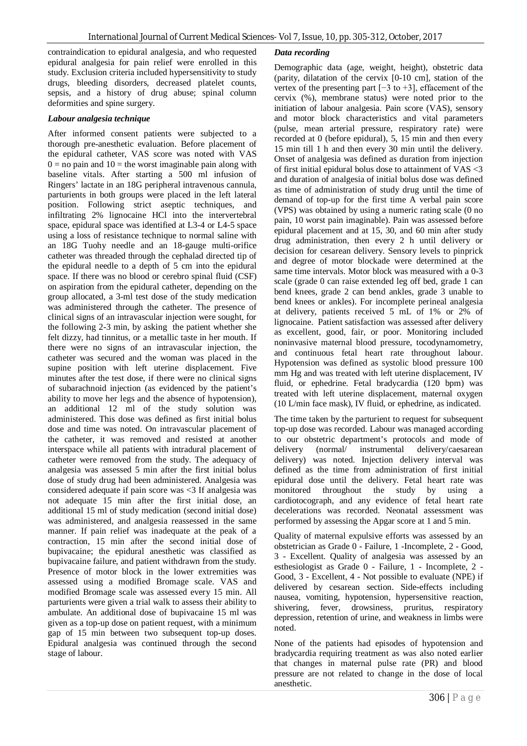contraindication to epidural analgesia, and who requested epidural analgesia for pain relief were enrolled in this study. Exclusion criteria included hypersensitivity to study drugs, bleeding disorders, decreased platelet counts, sepsis, and a history of drug abuse; spinal column deformities and spine surgery.

### *Labour analgesia technique*

After informed consent patients were subjected to a thorough pre-anesthetic evaluation. Before placement of the epidural catheter, VAS score was noted with VAS 0 = no pain and 10 = the worst imaginable pain along with baseline vitals. After starting a 500 ml infusion of Ringers' lactate in an 18G peripheral intravenous cannula, parturients in both groups were placed in the left lateral position. Following strict aseptic techniques, and infiltrating 2% lignocaine HCl into the intervertebral space, epidural space was identified at L3-4 or L4-5 space using a loss of resistance technique to normal saline with an 18G Tuohy needle and an 18-gauge multi-orifice catheter was threaded through the cephalad directed tip of the epidural needle to a depth of 5 cm into the epidural space. If there was no blood or cerebro spinal fluid (CSF) on aspiration from the epidural catheter, depending on the group allocated, a 3-ml test dose of the study medication was administered through the catheter. The presence of clinical signs of an intravascular injection were sought, for the following 2-3 min, by asking the patient whether she felt dizzy, had tinnitus, or a metallic taste in her mouth. If there were no signs of an intravascular injection, the catheter was secured and the woman was placed in the supine position with left uterine displacement. Five minutes after the test dose, if there were no clinical signs of subarachnoid injection (as evidenced by the patient's ability to move her legs and the absence of hypotension), an additional 12 ml of the study solution was administered. This dose was defined as first initial bolus dose and time was noted. On intravascular placement of the catheter, it was removed and resisted at another interspace while all patients with intradural placement of catheter were removed from the study. The adequacy of analgesia was assessed 5 min after the first initial bolus dose of study drug had been administered. Analgesia was considered adequate if pain score was <3 If analgesia was not adequate 15 min after the first initial dose, an additional 15 ml of study medication (second initial dose) was administered, and analgesia reassessed in the same manner. If pain relief was inadequate at the peak of a contraction, 15 min after the second initial dose of bupivacaine; the epidural anesthetic was classified as bupivacaine failure, and patient withdrawn from the study. Presence of motor block in the lower extremities was assessed using a modified Bromage scale. VAS and modified Bromage scale was assessed every 15 min. All parturients were given a trial walk to assess their ability to ambulate. An additional dose of bupivacaine 15 ml was given as a top-up dose on patient request, with a minimum gap of 15 min between two subsequent top-up doses. Epidural analgesia was continued through the second stage of labour.

### *Data recording*

Demographic data (age, weight, height), obstetric data (parity, dilatation of the cervix [0-10 cm], station of the vertex of the presenting part [−3 to +3], effacement of the cervix (%), membrane status) were noted prior to the initiation of labour analgesia. Pain score (VAS), sensory and motor block characteristics and vital parameters (pulse, mean arterial pressure, respiratory rate) were recorded at 0 (before epidural), 5, 15 min and then every 15 min till 1 h and then every 30 min until the delivery. Onset of analgesia was defined as duration from injection of first initial epidural bolus dose to attainment of VAS <3 and duration of analgesia of initial bolus dose was defined as time of administration of study drug until the time of demand of top-up for the first time A verbal pain score (VPS) was obtained by using a numeric rating scale (0 no pain, 10 worst pain imaginable). Pain was assessed before epidural placement and at 15, 30, and 60 min after study drug administration, then every 2 h until delivery or decision for cesarean delivery. Sensory levels to pinprick and degree of motor blockade were determined at the same time intervals. Motor block was measured with a 0-3 scale (grade 0 can raise extended leg off bed, grade 1 can bend knees, grade 2 can bend ankles, grade 3 unable to bend knees or ankles). For incomplete perineal analgesia at delivery, patients received 5 mL of 1% or 2% of lignocaine. Patient satisfaction was assessed after delivery as excellent, good, fair, or poor. Monitoring included noninvasive maternal blood pressure, tocodynamometry, and continuous fetal heart rate throughout labour. Hypotension was defined as systolic blood pressure 100 mm Hg and was treated with left uterine displacement, IV fluid, or ephedrine. Fetal bradycardia (120 bpm) was treated with left uterine displacement, maternal oxygen (10 L/min face mask), IV fluid, or ephedrine, as indicated.

The time taken by the parturient to request for subsequent top-up dose was recorded. Labour was managed according to our obstetric department's protocols and mode of delivery (normal/ instrumental delivery/caesarean delivery) was noted. Injection delivery interval was defined as the time from administration of first initial epidural dose until the delivery. Fetal heart rate was monitored throughout the study by using a cardiotocograph, and any evidence of fetal heart rate decelerations was recorded. Neonatal assessment was performed by assessing the Apgar score at 1 and 5 min.

Quality of maternal expulsive efforts was assessed by an obstetrician as Grade 0 - Failure, 1 -Incomplete, 2 - Good, 3 - Excellent. Quality of analgesia was assessed by an esthesiologist as Grade 0 - Failure, 1 - Incomplete, 2 - Good, 3 - Excellent, 4 - Not possible to evaluate (NPE) if delivered by cesarean section. Side-effects including nausea, vomiting, hypotension, hypersensitive reaction, shivering, fever, drowsiness, pruritus, respiratory depression, retention of urine, and weakness in limbs were noted.

None of the patients had episodes of hypotension and bradycardia requiring treatment as was also noted earlier that changes in maternal pulse rate (PR) and blood pressure are not related to change in the dose of local anesthetic.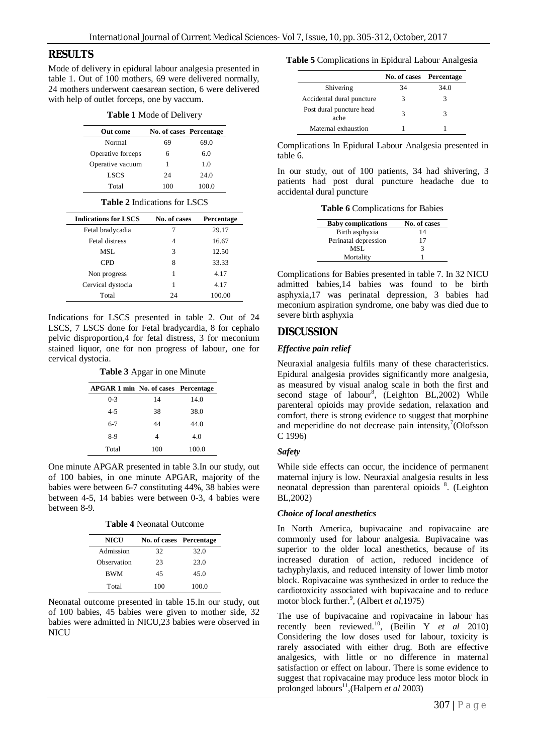## RESULTS

Mode of delivery in epidural labour analgesia presented in table 1. Out of 100 mothers, 69 were delivered normally, 24 mothers underwent caesarean section, 6 were delivered with help of outlet forceps, one by vaccum.

**Table 1** Mode of Delivery

| Out come | No. of cases | Percentage |
|---|---|---|
| Normal | 69 | 69.0 |
| Operative forceps | 6 | 6.0 |
| Operative vacuum | 1 | 1.0 |
| LSCS | 24 | 24.0 |
| Total | 100 | 100.0 |

**Table 2** Indications for LSCS

| Indications for LSCS | No. of cases | Percentage |
|---|---|---|
| Fetal bradycadia | 7 | 29.17 |
| Fetal distress | 4 | 16.67 |
| MSL | 3 | 12.50 |
| CPD | 8 | 33.33 |
| Non progress | 1 | 4.17 |
| Cervical dystocia | 1 | 4.17 |
| Total | 24 | 100.00 |

Indications for LSCS presented in table 2. Out of 24 LSCS, 7 LSCS done for Fetal bradycardia, 8 for cephalo pelvic disproportion,4 for fetal distress, 3 for meconium stained liquor, one for non progress of labour, one for cervical dystocia.

**Table 3** Apgar in one Minute

| APGAR 1 min | No. of cases | Percentage |
|---|---|---|
| 0-3 | 14 | 14.0 |
| 4-5 | 38 | 38.0 |
| 6-7 | 44 | 44.0 |
| 8-9 | 4 | 4.0 |
| Total | 100 | 100.0 |

One minute APGAR presented in table 3.In our study, out of 100 babies, in one minute APGAR, majority of the babies were between 6-7 constituting 44%, 38 babies were between 4-5, 14 babies were between 0-3, 4 babies were between 8-9.

**Table 4** Neonatal Outcome

| NICU | No. of cases | Percentage |
|---|---|---|
| Admission | 32 | 32.0 |
| Observation | 23 | 23.0 |
| BWM | 45 | 45.0 |
| Total | 100 | 100.0 |

Neonatal outcome presented in table 15.In our study, out of 100 babies, 45 babies were given to mother side, 32 babies were admitted in NICU,23 babies were observed in NICU

**Table 5** Complications in Epidural Labour Analgesia

| | No. of cases | Percentage |
|---|---|---|
| Shivering | 34 | 34.0 |
| Accidental dural puncture | 3 | 3 |
| Post dural puncture head ache | 3 | 3 |
| Maternal exhaustion | 1 | 1 |

Complications In Epidural Labour Analgesia presented in table 6.

In our study, out of 100 patients, 34 had shivering, 3 patients had post dural puncture headache due to accidental dural puncture

**Table 6** Complications for Babies

| Baby complications | No. of cases |
|---|---|
| Birth asphyxia | 14 |
| Perinatal depression | 17 |
| MSL | 3 |
| Mortality | 1 |

Complications for Babies presented in table 7. In 32 NICU admitted babies,14 babies was found to be birth asphyxia,17 was perinatal depression, 3 babies had meconium aspiration syndrome, one baby was died due to severe birth asphyxia

## DISCUSSION

### *Effective pain relief*

Neuraxial analgesia fulfils many of these characteristics. Epidural analgesia provides significantly more analgesia, as measured by visual analog scale in both the first and second stage of labour[8], (Leighton BL,2002) While parenteral opioids may provide sedation, relaxation and comfort, there is strong evidence to suggest that morphine and meperidine do not decrease pain intensity,[7](Olofsson C 1996)

### *Safety*

While side effects can occur, the incidence of permanent maternal injury is low. Neuraxial analgesia results in less neonatal depression than parenteral opioids [8]. (Leighton BL,2002)

### *Choice of local anesthetics*

In North America, bupivacaine and ropivacaine are commonly used for labour analgesia. Bupivacaine was superior to the older local anesthetics, because of its increased duration of action, reduced incidence of tachyphylaxis, and reduced intensity of lower limb motor block. Ropivacaine was synthesized in order to reduce the cardiotoxicity associated with bupivacaine and to reduce motor block further.[9], (Albert *et al*,1975)

The use of bupivacaine and ropivacaine in labour has recently been reviewed.[10], (Beilin Y *et al* 2010) Considering the low doses used for labour, toxicity is rarely associated with either drug. Both are effective analgesics, with little or no difference in maternal satisfaction or effect on labour. There is some evidence to suggest that ropivacaine may produce less motor block in prolonged labours[11],(Halpern *et al* 2003)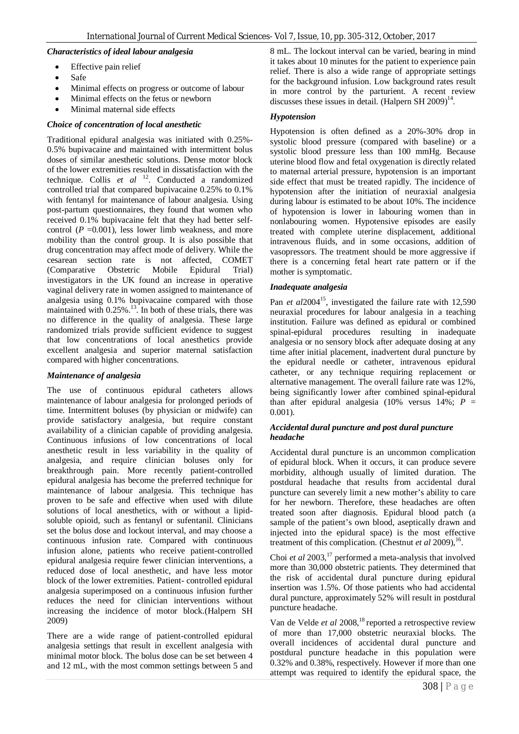### *Characteristics of ideal labour analgesia*

- Effective pain relief
- Safe
- Minimal effects on progress or outcome of labour
- Minimal effects on the fetus or newborn
- Minimal maternal side effects

### *Choice of concentration of local anesthetic*

Traditional epidural analgesia was initiated with 0.25%-0.5% bupivacaine and maintained with intermittent bolus doses of similar anesthetic solutions. Dense motor block of the lower extremities resulted in dissatisfaction with the technique. Collis *et al* [12]. Conducted a randomized controlled trial that compared bupivacaine 0.25% to 0.1% with fentanyl for maintenance of labour analgesia. Using post-partum questionnaires, they found that women who received 0.1% bupivacaine felt that they had better self-control ($P$ =0.001), less lower limb weakness, and more mobility than the control group. It is also possible that drug concentration may affect mode of delivery. While the cesarean section rate is not affected, COMET (Comparative Obstetric Mobile Epidural Trial) investigators in the UK found an increase in operative vaginal delivery rate in women assigned to maintenance of analgesia using 0.1% bupivacaine compared with those maintained with 0.25%.[13]. In both of these trials, there was no difference in the quality of analgesia. These large randomized trials provide sufficient evidence to suggest that low concentrations of local anesthetics provide excellent analgesia and superior maternal satisfaction compared with higher concentrations.

### *Maintenance of analgesia*

The use of continuous epidural catheters allows maintenance of labour analgesia for prolonged periods of time. Intermittent boluses (by physician or midwife) can provide satisfactory analgesia, but require constant availability of a clinician capable of providing analgesia. Continuous infusions of low concentrations of local anesthetic result in less variability in the quality of analgesia, and require clinician boluses only for breakthrough pain. More recently patient-controlled epidural analgesia has become the preferred technique for maintenance of labour analgesia. This technique has proven to be safe and effective when used with dilute solutions of local anesthetics, with or without a lipid-soluble opioid, such as fentanyl or sufentanil. Clinicians set the bolus dose and lockout interval, and may choose a continuous infusion rate. Compared with continuous infusion alone, patients who receive patient-controlled epidural analgesia require fewer clinician interventions, a reduced dose of local anesthetic, and have less motor block of the lower extremities. Patient- controlled epidural analgesia superimposed on a continuous infusion further reduces the need for clinician interventions without increasing the incidence of motor block.(Halpern SH 2009)

There are a wide range of patient-controlled epidural analgesia settings that result in excellent analgesia with minimal motor block. The bolus dose can be set between 4 and 12 mL, with the most common settings between 5 and 8 mL. The lockout interval can be varied, bearing in mind it takes about 10 minutes for the patient to experience pain relief. There is also a wide range of appropriate settings for the background infusion. Low background rates result in more control by the parturient. A recent review discusses these issues in detail. (Halpern SH 2009)[14].

### *Hypotension*

Hypotension is often defined as a 20%-30% drop in systolic blood pressure (compared with baseline) or a systolic blood pressure less than 100 mmHg. Because uterine blood flow and fetal oxygenation is directly related to maternal arterial pressure, hypotension is an important side effect that must be treated rapidly. The incidence of hypotension after the initiation of neuraxial analgesia during labour is estimated to be about 10%. The incidence of hypotension is lower in labouring women than in nonlabouring women. Hypotensive episodes are easily treated with complete uterine displacement, additional intravenous fluids, and in some occasions, addition of vasopressors. The treatment should be more aggressive if there is a concerning fetal heart rate pattern or if the mother is symptomatic.

### *Inadequate analgesia*

Pan *et al*2004[15], investigated the failure rate with 12,590 neuraxial procedures for labour analgesia in a teaching institution. Failure was defined as epidural or combined spinal-epidural procedures resulting in inadequate analgesia or no sensory block after adequate dosing at any time after initial placement, inadvertent dural puncture by the epidural needle or catheter, intravenous epidural catheter, or any technique requiring replacement or alternative management. The overall failure rate was 12%, being significantly lower after combined spinal-epidural than after epidural analgesia (10% versus 14%; $P$ = 0.001).

### *Accidental dural puncture and post dural puncture headache*

Accidental dural puncture is an uncommon complication of epidural block. When it occurs, it can produce severe morbidity, although usually of limited duration. The postdural headache that results from accidental dural puncture can severely limit a new mother's ability to care for her newborn. Therefore, these headaches are often treated soon after diagnosis. Epidural blood patch (a sample of the patient's own blood, aseptically drawn and injected into the epidural space) is the most effective treatment of this complication. (Chestnut *et al* 2009),[16].

Choi *et al* 2003,[17] performed a meta-analysis that involved more than 30,000 obstetric patients. They determined that the risk of accidental dural puncture during epidural insertion was 1.5%. Of those patients who had accidental dural puncture, approximately 52% will result in postdural puncture headache.

Van de Velde *et al* 2008,[18] reported a retrospective review of more than 17,000 obstetric neuraxial blocks. The overall incidences of accidental dural puncture and postdural puncture headache in this population were 0.32% and 0.38%, respectively. However if more than one attempt was required to identify the epidural space, the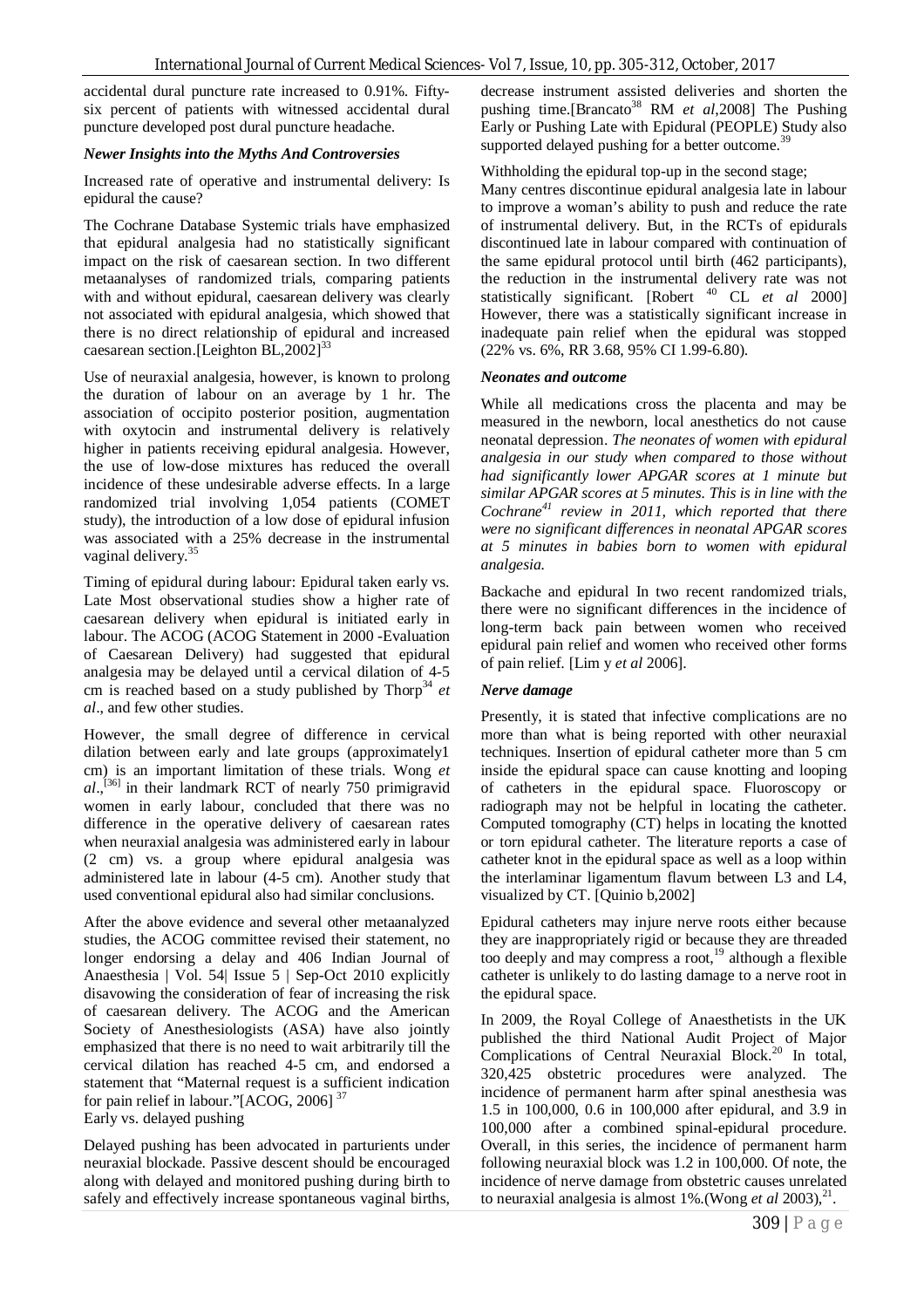accidental dural puncture rate increased to 0.91%. Fifty-six percent of patients with witnessed accidental dural puncture developed post dural puncture headache.

### *Newer Insights into the Myths And Controversies*

Increased rate of operative and instrumental delivery: Is epidural the cause?

The Cochrane Database Systemic trials have emphasized that epidural analgesia had no statistically significant impact on the risk of caesarean section. In two different metaanalyses of randomized trials, comparing patients with and without epidural, caesarean delivery was clearly not associated with epidural analgesia, which showed that there is no direct relationship of epidural and increased caesarean section.[Leighton BL,2002][33]

Use of neuraxial analgesia, however, is known to prolong the duration of labour on an average by 1 hr. The association of occipito posterior position, augmentation with oxytocin and instrumental delivery is relatively higher in patients receiving epidural analgesia. However, the use of low-dose mixtures has reduced the overall incidence of these undesirable adverse effects. In a large randomized trial involving 1,054 patients (COMET study), the introduction of a low dose of epidural infusion was associated with a 25% decrease in the instrumental vaginal delivery.[35]

Timing of epidural during labour: Epidural taken early vs. Late Most observational studies show a higher rate of caesarean delivery when epidural is initiated early in labour. The ACOG (ACOG Statement in 2000 -Evaluation of Caesarean Delivery) had suggested that epidural analgesia may be delayed until a cervical dilation of 4-5 cm is reached based on a study published by Thorp[34] *et al*., and few other studies.

However, the small degree of difference in cervical dilation between early and late groups (approximately1 cm) is an important limitation of these trials. Wong *et al*.,[36] in their landmark RCT of nearly 750 primigravid women in early labour, concluded that there was no difference in the operative delivery of caesarean rates when neuraxial analgesia was administered early in labour (2 cm) vs. a group where epidural analgesia was administered late in labour (4-5 cm). Another study that used conventional epidural also had similar conclusions.

After the above evidence and several other metaanalyzed studies, the ACOG committee revised their statement, no longer endorsing a delay and 406 Indian Journal of Anaesthesia | Vol. 54| Issue 5 | Sep-Oct 2010 explicitly disavowing the consideration of fear of increasing the risk of caesarean delivery. The ACOG and the American Society of Anesthesiologists (ASA) have also jointly emphasized that there is no need to wait arbitrarily till the cervical dilation has reached 4-5 cm, and endorsed a statement that "Maternal request is a sufficient indication for pain relief in labour."[ACOG, 2006] [37]

Early vs. delayed pushing

Delayed pushing has been advocated in parturients under neuraxial blockade. Passive descent should be encouraged along with delayed and monitored pushing during birth to safely and effectively increase spontaneous vaginal births, decrease instrument assisted deliveries and shorten the pushing time.[Brancato[38] RM *et al*,2008] The Pushing Early or Pushing Late with Epidural (PEOPLE) Study also supported delayed pushing for a better outcome.[39]

Withholding the epidural top-up in the second stage;

Many centres discontinue epidural analgesia late in labour to improve a woman's ability to push and reduce the rate of instrumental delivery. But, in the RCTs of epidurals discontinued late in labour compared with continuation of the same epidural protocol until birth (462 participants), the reduction in the instrumental delivery rate was not statistically significant. [Robert [40] CL *et al* 2000] However, there was a statistically significant increase in inadequate pain relief when the epidural was stopped (22% vs. 6%, RR 3.68, 95% CI 1.99-6.80).

### *Neonates and outcome*

While all medications cross the placenta and may be measured in the newborn, local anesthetics do not cause neonatal depression. *The neonates of women with epidural analgesia in our study when compared to those without had significantly lower APGAR scores at 1 minute but similar APGAR scores at 5 minutes. This is in line with the Cochrane[41] review in 2011, which reported that there were no significant differences in neonatal APGAR scores at 5 minutes in babies born to women with epidural analgesia.*

Backache and epidural In two recent randomized trials, there were no significant differences in the incidence of long-term back pain between women who received epidural pain relief and women who received other forms of pain relief. [Lim y *et al* 2006].

### *Nerve damage*

Presently, it is stated that infective complications are no more than what is being reported with other neuraxial techniques. Insertion of epidural catheter more than 5 cm inside the epidural space can cause knotting and looping of catheters in the epidural space. Fluoroscopy or radiograph may not be helpful in locating the catheter. Computed tomography (CT) helps in locating the knotted or torn epidural catheter. The literature reports a case of catheter knot in the epidural space as well as a loop within the interlaminar ligamentum flavum between L3 and L4, visualized by CT. [Quinio b,2002]

Epidural catheters may injure nerve roots either because they are inappropriately rigid or because they are threaded too deeply and may compress a root,[19] although a flexible catheter is unlikely to do lasting damage to a nerve root in the epidural space.

In 2009, the Royal College of Anaesthetists in the UK published the third National Audit Project of Major Complications of Central Neuraxial Block.[20] In total, 320,425 obstetric procedures were analyzed. The incidence of permanent harm after spinal anesthesia was 1.5 in 100,000, 0.6 in 100,000 after epidural, and 3.9 in 100,000 after a combined spinal-epidural procedure. Overall, in this series, the incidence of permanent harm following neuraxial block was 1.2 in 100,000. Of note, the incidence of nerve damage from obstetric causes unrelated to neuraxial analgesia is almost 1%.(Wong *et al* 2003),[21].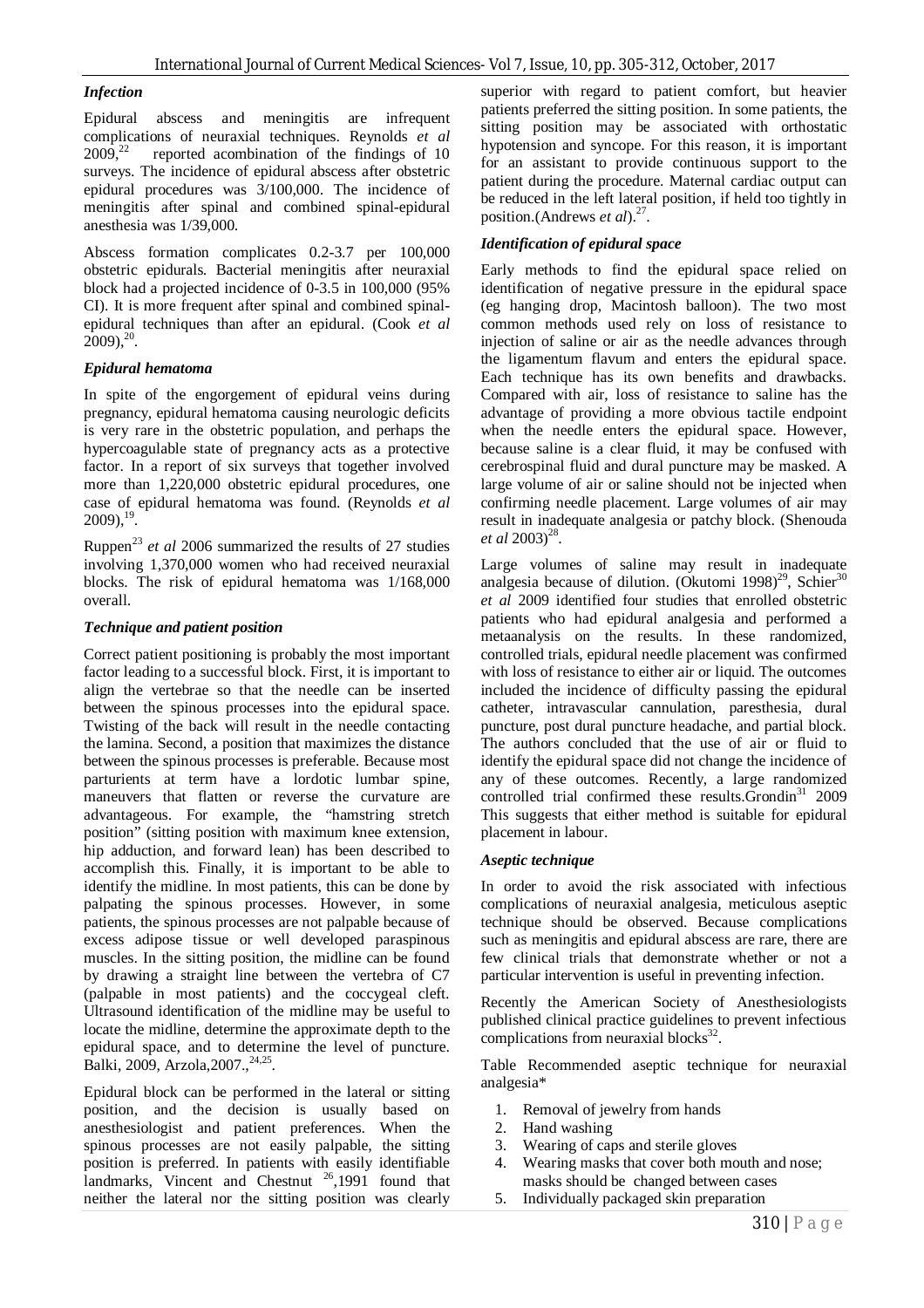### *Infection*

Epidural abscess and meningitis are infrequent complications of neuraxial techniques. Reynolds *et al* 2009,[22] reported acombination of the findings of 10 surveys. The incidence of epidural abscess after obstetric epidural procedures was 3/100,000. The incidence of meningitis after spinal and combined spinal-epidural anesthesia was 1/39,000.

Abscess formation complicates 0.2-3.7 per 100,000 obstetric epidurals. Bacterial meningitis after neuraxial block had a projected incidence of 0-3.5 in 100,000 (95% CI). It is more frequent after spinal and combined spinal-epidural techniques than after an epidural. (Cook *et al* 2009),[20].

### *Epidural hematoma*

In spite of the engorgement of epidural veins during pregnancy, epidural hematoma causing neurologic deficits is very rare in the obstetric population, and perhaps the hypercoagulable state of pregnancy acts as a protective factor. In a report of six surveys that together involved more than 1,220,000 obstetric epidural procedures, one case of epidural hematoma was found. (Reynolds *et al* 2009),[19].

Ruppen[23] *et al* 2006 summarized the results of 27 studies involving 1,370,000 women who had received neuraxial blocks. The risk of epidural hematoma was 1/168,000 overall.

### *Technique and patient position*

Correct patient positioning is probably the most important factor leading to a successful block. First, it is important to align the vertebrae so that the needle can be inserted between the spinous processes into the epidural space. Twisting of the back will result in the needle contacting the lamina. Second, a position that maximizes the distance between the spinous processes is preferable. Because most parturients at term have a lordotic lumbar spine, maneuvers that flatten or reverse the curvature are advantageous. For example, the "hamstring stretch position" (sitting position with maximum knee extension, hip adduction, and forward lean) has been described to accomplish this. Finally, it is important to be able to identify the midline. In most patients, this can be done by palpating the spinous processes. However, in some patients, the spinous processes are not palpable because of excess adipose tissue or well developed paraspinous muscles. In the sitting position, the midline can be found by drawing a straight line between the vertebra of C7 (palpable in most patients) and the coccygeal cleft. Ultrasound identification of the midline may be useful to locate the midline, determine the approximate depth to the epidural space, and to determine the level of puncture. Balki, 2009, Arzola,2007.,[24,25].

Epidural block can be performed in the lateral or sitting position, and the decision is usually based on anesthesiologist and patient preferences. When the spinous processes are not easily palpable, the sitting position is preferred. In patients with easily identifiable landmarks, Vincent and Chestnut [26],1991 found that neither the lateral nor the sitting position was clearly superior with regard to patient comfort, but heavier patients preferred the sitting position. In some patients, the sitting position may be associated with orthostatic hypotension and syncope. For this reason, it is important for an assistant to provide continuous support to the patient during the procedure. Maternal cardiac output can be reduced in the left lateral position, if held too tightly in position.(Andrews *et al*).[27].

### *Identification of epidural space*

Early methods to find the epidural space relied on identification of negative pressure in the epidural space (eg hanging drop, Macintosh balloon). The two most common methods used rely on loss of resistance to injection of saline or air as the needle advances through the ligamentum flavum and enters the epidural space. Each technique has its own benefits and drawbacks. Compared with air, loss of resistance to saline has the advantage of providing a more obvious tactile endpoint when the needle enters the epidural space. However, because saline is a clear fluid, it may be confused with cerebrospinal fluid and dural puncture may be masked. A large volume of air or saline should not be injected when confirming needle placement. Large volumes of air may result in inadequate analgesia or patchy block. (Shenouda *et al* 2003)[28].

Large volumes of saline may result in inadequate analgesia because of dilution. (Okutomi 1998)[29], Schier[30] *et al* 2009 identified four studies that enrolled obstetric patients who had epidural analgesia and performed a metaanalysis on the results. In these randomized, controlled trials, epidural needle placement was confirmed with loss of resistance to either air or liquid. The outcomes included the incidence of difficulty passing the epidural catheter, intravascular cannulation, paresthesia, dural puncture, post dural puncture headache, and partial block. The authors concluded that the use of air or fluid to identify the epidural space did not change the incidence of any of these outcomes. Recently, a large randomized controlled trial confirmed these results.Grondin[31] 2009 This suggests that either method is suitable for epidural placement in labour.

### *Aseptic technique*

In order to avoid the risk associated with infectious complications of neuraxial analgesia, meticulous aseptic technique should be observed. Because complications such as meningitis and epidural abscess are rare, there are few clinical trials that demonstrate whether or not a particular intervention is useful in preventing infection.

Recently the American Society of Anesthesiologists published clinical practice guidelines to prevent infectious complications from neuraxial blocks[32].

Table Recommended aseptic technique for neuraxial analgesia*

1. Removal of jewelry from hands
2. Hand washing
3. Wearing of caps and sterile gloves
4. Wearing masks that cover both mouth and nose; masks should be changed between cases
5. Individually packaged skin preparation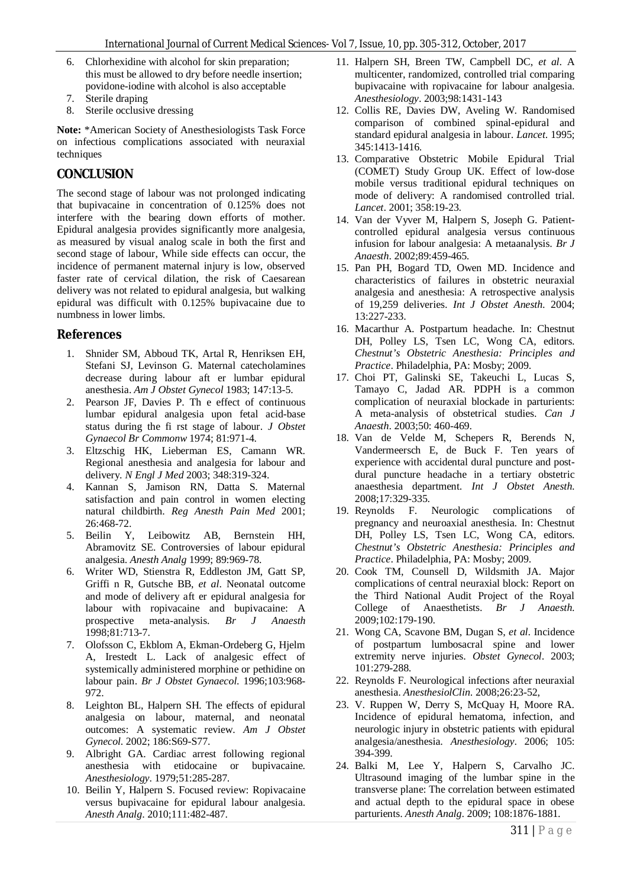6. Chlorhexidine with alcohol for skin preparation; this must be allowed to dry before needle insertion; povidone-iodine with alcohol is also acceptable
7. Sterile draping
8. Sterile occlusive dressing

**Note:** *American Society of Anesthesiologists Task Force on infectious complications associated with neuraxial techniques

## CONCLUSION

The second stage of labour was not prolonged indicating that bupivacaine in concentration of 0.125% does not interfere with the bearing down efforts of mother. Epidural analgesia provides significantly more analgesia, as measured by visual analog scale in both the first and second stage of labour, While side effects can occur, the incidence of permanent maternal injury is low, observed faster rate of cervical dilation, the risk of Caesarean delivery was not related to epidural analgesia, but walking epidural was difficult with 0.125% bupivacaine due to numbness in lower limbs.

## References

1. Shnider SM, Abboud TK, Artal R, Henriksen EH, Stefani SJ, Levinson G. Maternal catecholamines decrease during labour aft er lumbar epidural anesthesia. *Am J Obstet Gynecol* 1983; 147:13-5.
2. Pearson JF, Davies P. Th e effect of continuous lumbar epidural analgesia upon fetal acid-base status during the fi rst stage of labour. *J Obstet Gynaecol Br Commonw* 1974; 81:971-4.
3. Eltzschig HK, Lieberman ES, Camann WR. Regional anesthesia and analgesia for labour and delivery. *N Engl J Med* 2003; 348:319-324.
4. Kannan S, Jamison RN, Datta S. Maternal satisfaction and pain control in women electing natural childbirth. *Reg Anesth Pain Med* 2001; 26:468-72.
5. Beilin Y, Leibowitz AB, Bernstein HH, Abramovitz SE. Controversies of labour epidural analgesia. *Anesth Analg* 1999; 89:969-78.
6. Writer WD, Stienstra R, Eddleston JM, Gatt SP, Griffi n R, Gutsche BB, *et al*. Neonatal outcome and mode of delivery aft er epidural analgesia for labour with ropivacaine and bupivacaine: A prospective meta-analysis. *Br J Anaesth* 1998;81:713-7.
7. Olofsson C, Ekblom A, Ekman-Ordeberg G, Hjelm A, Irestedt L. Lack of analgesic effect of systemically administered morphine or pethidine on labour pain. *Br J Obstet Gynaecol*. 1996;103:968-972.
8. Leighton BL, Halpern SH. The effects of epidural analgesia on labour, maternal, and neonatal outcomes: A systematic review. *Am J Obstet Gynecol*. 2002; 186:S69-S77.
9. Albright GA. Cardiac arrest following regional anesthesia with etidocaine or bupivacaine. *Anesthesiology*. 1979;51:285-287.
10. Beilin Y, Halpern S. Focused review: Ropivacaine versus bupivacaine for epidural labour analgesia. *Anesth Analg*. 2010;111:482-487.
11. Halpern SH, Breen TW, Campbell DC, *et al*. A multicenter, randomized, controlled trial comparing bupivacaine with ropivacaine for labour analgesia. *Anesthesiology*. 2003;98:1431-143
12. Collis RE, Davies DW, Aveling W. Randomised comparison of combined spinal-epidural and standard epidural analgesia in labour. *Lancet*. 1995; 345:1413-1416.
13. Comparative Obstetric Mobile Epidural Trial (COMET) Study Group UK. Effect of low-dose mobile versus traditional epidural techniques on mode of delivery: A randomised controlled trial. *Lancet*. 2001; 358:19-23.
14. Van der Vyver M, Halpern S, Joseph G. Patient-controlled epidural analgesia versus continuous infusion for labour analgesia: A metaanalysis. *Br J Anaesth*. 2002;89:459-465.
15. Pan PH, Bogard TD, Owen MD. Incidence and characteristics of failures in obstetric neuraxial analgesia and anesthesia: A retrospective analysis of 19,259 deliveries. *Int J Obstet Anesth*. 2004; 13:227-233.
16. Macarthur A. Postpartum headache. In: Chestnut DH, Polley LS, Tsen LC, Wong CA, editors. *Chestnut's Obstetric Anesthesia: Principles and Practice*. Philadelphia, PA: Mosby; 2009.
17. Choi PT, Galinski SE, Takeuchi L, Lucas S, Tamayo C, Jadad AR. PDPH is a common complication of neuraxial blockade in parturients: A meta-analysis of obstetrical studies. *Can J Anaesth*. 2003;50: 460-469.
18. Van de Velde M, Schepers R, Berends N, Vandermeersch E, de Buck F. Ten years of experience with accidental dural puncture and post-dural puncture headache in a tertiary obstetric anaesthesia department. *Int J Obstet Anesth*. 2008;17:329-335.
19. Reynolds F. Neurologic complications of pregnancy and neuroaxial anesthesia. In: Chestnut DH, Polley LS, Tsen LC, Wong CA, editors. *Chestnut's Obstetric Anesthesia: Principles and Practice*. Philadelphia, PA: Mosby; 2009.
20. Cook TM, Counsell D, Wildsmith JA. Major complications of central neuraxial block: Report on the Third National Audit Project of the Royal College of Anaesthetists. *Br J Anaesth*. 2009;102:179-190.
21. Wong CA, Scavone BM, Dugan S, *et al*. Incidence of postpartum lumbosacral spine and lower extremity nerve injuries. *Obstet Gynecol*. 2003; 101:279-288.
22. Reynolds F. Neurological infections after neuraxial anesthesia. *AnesthesiolClin*. 2008;26:23-52,
23. V. Ruppen W, Derry S, McQuay H, Moore RA. Incidence of epidural hematoma, infection, and neurologic injury in obstetric patients with epidural analgesia/anesthesia. *Anesthesiology*. 2006; 105: 394-399.
24. Balki M, Lee Y, Halpern S, Carvalho JC. Ultrasound imaging of the lumbar spine in the transverse plane: The correlation between estimated and actual depth to the epidural space in obese parturients. *Anesth Analg*. 2009; 108:1876-1881.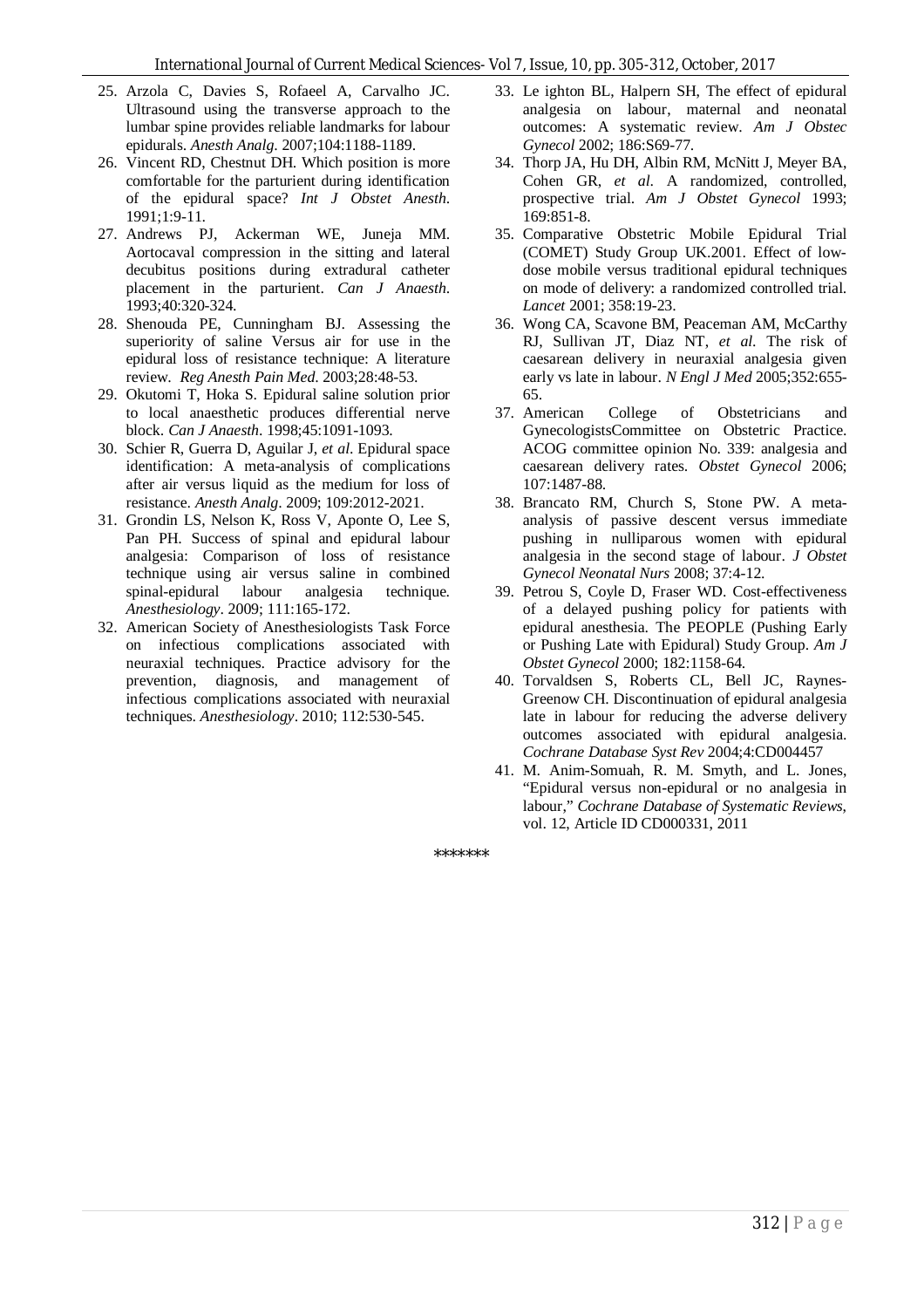25. Arzola C, Davies S, Rofaeel A, Carvalho JC. Ultrasound using the transverse approach to the lumbar spine provides reliable landmarks for labour epidurals. *Anesth Analg.* 2007;104:1188-1189.
26. Vincent RD, Chestnut DH. Which position is more comfortable for the parturient during identification of the epidural space? *Int J Obstet Anesth.* 1991;1:9-11.
27. Andrews PJ, Ackerman WE, Juneja MM. Aortocaval compression in the sitting and lateral decubitus positions during extradural catheter placement in the parturient. *Can J Anaesth.* 1993;40:320-324.
28. Shenouda PE, Cunningham BJ. Assessing the superiority of saline Versus air for use in the epidural loss of resistance technique: A literature review. *Reg Anesth Pain Med.* 2003;28:48-53.
29. Okutomi T, Hoka S. Epidural saline solution prior to local anaesthetic produces differential nerve block. *Can J Anaesth.* 1998;45:1091-1093.
30. Schier R, Guerra D, Aguilar J, *et al.* Epidural space identification: A meta-analysis of complications after air versus liquid as the medium for loss of resistance. *Anesth Analg.* 2009; 109:2012-2021.
31. Grondin LS, Nelson K, Ross V, Aponte O, Lee S, Pan PH. Success of spinal and epidural labour analgesia: Comparison of loss of resistance technique using air versus saline in combined spinal-epidural labour analgesia technique. *Anesthesiology.* 2009; 111:165-172.
32. American Society of Anesthesiologists Task Force on infectious complications associated with neuraxial techniques. Practice advisory for the prevention, diagnosis, and management of infectious complications associated with neuraxial techniques. *Anesthesiology.* 2010; 112:530-545.
33. Le ighton BL, Halpern SH, The effect of epidural analgesia on labour, maternal and neonatal outcomes: A systematic review. *Am J Obstec Gynecol* 2002; 186:S69-77.
34. Thorp JA, Hu DH, Albin RM, McNitt J, Meyer BA, Cohen GR, *et al.* A randomized, controlled, prospective trial. *Am J Obstet Gynecol* 1993; 169:851-8.
35. Comparative Obstetric Mobile Epidural Trial (COMET) Study Group UK.2001. Effect of low-dose mobile versus traditional epidural techniques on mode of delivery: a randomized controlled trial. *Lancet* 2001; 358:19-23.
36. Wong CA, Scavone BM, Peaceman AM, McCarthy RJ, Sullivan JT, Diaz NT, *et al.* The risk of caesarean delivery in neuraxial analgesia given early vs late in labour. *N Engl J Med* 2005;352:655-65.
37. American College of Obstetricians and GynecologistsCommittee on Obstetric Practice. ACOG committee opinion No. 339: analgesia and caesarean delivery rates. *Obstet Gynecol* 2006; 107:1487-88.
38. Brancato RM, Church S, Stone PW. A meta-analysis of passive descent versus immediate pushing in nulliparous women with epidural analgesia in the second stage of labour. *J Obstet Gynecol Neonatal Nurs* 2008; 37:4-12.
39. Petrou S, Coyle D, Fraser WD. Cost-effectiveness of a delayed pushing policy for patients with epidural anesthesia. The PEOPLE (Pushing Early or Pushing Late with Epidural) Study Group. *Am J Obstet Gynecol* 2000; 182:1158-64.
40. Torvaldsen S, Roberts CL, Bell JC, Raynes-Greenow CH. Discontinuation of epidural analgesia late in labour for reducing the adverse delivery outcomes associated with epidural analgesia. *Cochrane Database Syst Rev* 2004;4:CD004457
41. M. Anim-Somuah, R. M. Smyth, and L. Jones, "Epidural versus non-epidural or no analgesia in labour," *Cochrane Database of Systematic Reviews*, vol. 12, Article ID CD000331, 2011

*******